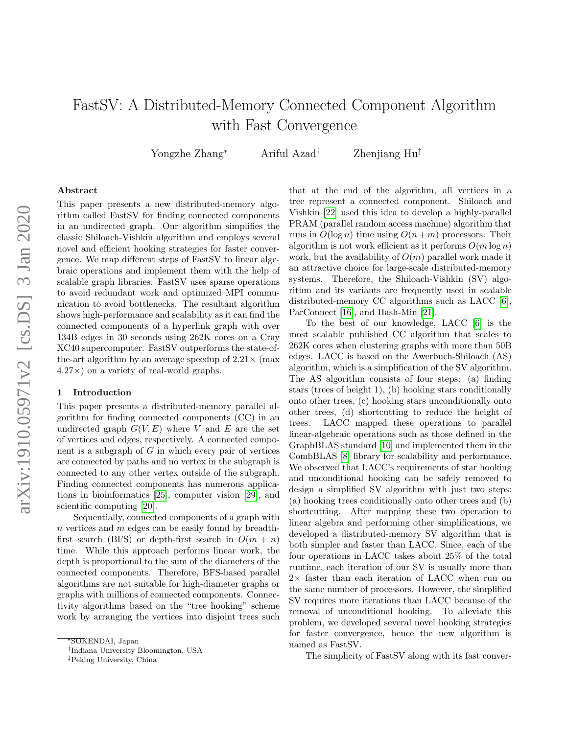# FastSV: A Distributed-Memory Connected Component Algorithm with Fast Convergence

Yongzhe Zhang[*] Ariful Azad[†] Zhenjiang Hu[‡]

### Abstract

This paper presents a new distributed-memory algorithm called FastSV for finding connected components in an undirected graph. Our algorithm simplifies the classic Shiloach-Vishkin algorithm and employs several novel and efficient hooking strategies for faster convergence. We map different steps of FastSV to linear algebraic operations and implement them with the help of scalable graph libraries. FastSV uses sparse operations to avoid redundant work and optimized MPI communication to avoid bottlenecks. The resultant algorithm shows high-performance and scalability as it can find the connected components of a hyperlink graph with over 134B edges in 30 seconds using 262K cores on a Cray XC40 supercomputer. FastSV outperforms the state-of-the-art algorithm by an average speedup of $2.21\times$ (max $4.27\times$) on a variety of real-world graphs.

## 1 Introduction

This paper presents a distributed-memory parallel algorithm for finding connected components (CC) in an undirected graph $G(V, E)$ where $V$ and $E$ are the set of vertices and edges, respectively. A connected component is a subgraph of $G$ in which every pair of vertices are connected by paths and no vertex in the subgraph is connected to any other vertex outside of the subgraph. Finding connected components has numerous applications in bioinformatics [25], computer vision [29], and scientific computing [20].

Sequentially, connected components of a graph with $n$ vertices and $m$ edges can be easily found by breadth-first search (BFS) or depth-first search in $O(m + n)$ time. While this approach performs linear work, the depth is proportional to the sum of the diameters of the connected components. Therefore, BFS-based parallel algorithms are not suitable for high-diameter graphs or graphs with millions of connected components. Connectivity algorithms based on the "tree hooking" scheme work by arranging the vertices into disjoint trees such that at the end of the algorithm, all vertices in a tree represent a connected component. Shiloach and Vishkin [22] used this idea to develop a highly-parallel PRAM (parallel random access machine) algorithm that runs in $O(\log n)$ time using $O(n + m)$ processors. Their algorithm is not work efficient as it performs $O(m \log n)$ work, but the availability of $O(m)$ parallel work made it an attractive choice for large-scale distributed-memory systems. Therefore, the Shiloach-Vishkin (SV) algorithm and its variants are frequently used in scalable distributed-memory CC algorithms such as LACC [6], ParConnect [16], and Hash-Min [21].

To the best of our knowledge, LACC [6] is the most scalable published CC algorithm that scales to 262K cores when clustering graphs with more than 50B edges. LACC is based on the Awerbuch-Shiloach (AS) algorithm, which is a simplification of the SV algorithm. The AS algorithm consists of four steps: (a) finding stars (trees of height 1), (b) hooking stars conditionally onto other trees, (c) hooking stars unconditionally onto other trees, (d) shortcutting to reduce the height of trees. LACC mapped these operations to parallel linear-algebraic operations such as those defined in the GraphBLAS standard [10] and implemented them in the CombBLAS [8] library for scalability and performance. We observed that LACC's requirements of star hooking and unconditional hooking can be safely removed to design a simplified SV algorithm with just two steps: (a) hooking trees conditionally onto other trees and (b) shortcutting. After mapping these two operation to linear algebra and performing other simplifications, we developed a distributed-memory SV algorithm that is both simpler and faster than LACC. Since, each of the four operations in LACC takes about 25% of the total runtime, each iteration of our SV is usually more than $2\times$ faster than each iteration of LACC when run on the same number of processors. However, the simplified SV requires more iterations than LACC because of the removal of unconditional hooking. To alleviate this problem, we developed several novel hooking strategies for faster convergence, hence the new algorithm is named as FastSV.

The simplicity of FastSV along with its fast conver-

[*]SOKENDAI, Japan

[†]Indiana University Bloomington, USA

[‡]Peking University, China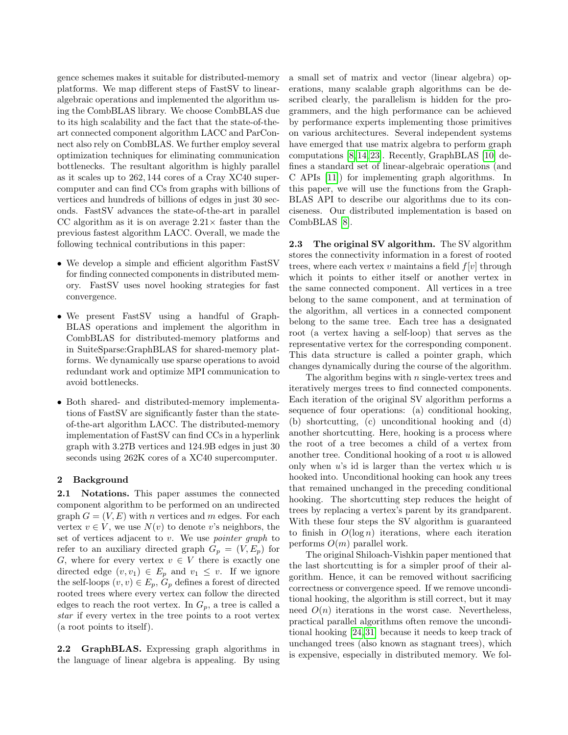gence schemes makes it suitable for distributed-memory platforms. We map different steps of FastSV to linear-algebraic operations and implemented the algorithm using the CombBLAS library. We choose CombBLAS due to its high scalability and the fact that the state-of-the-art connected component algorithm LACC and ParConnect also rely on CombBLAS. We further employ several optimization techniques for eliminating communication bottlenecks. The resultant algorithm is highly parallel as it scales up to 262,144 cores of a Cray XC40 supercomputer and can find CCs from graphs with billions of vertices and hundreds of billions of edges in just 30 seconds. FastSV advances the state-of-the-art in parallel CC algorithm as it is on average 2.21× faster than the previous fastest algorithm LACC. Overall, we made the following technical contributions in this paper:

- We develop a simple and efficient algorithm FastSV for finding connected components in distributed memory. FastSV uses novel hooking strategies for fast convergence.
- We present FastSV using a handful of GraphBLAS operations and implement the algorithm in CombBLAS for distributed-memory platforms and in SuiteSparse:GraphBLAS for shared-memory platforms. We dynamically use sparse operations to avoid redundant work and optimize MPI communication to avoid bottlenecks.
- Both shared- and distributed-memory implementations of FastSV are significantly faster than the state-of-the-art algorithm LACC. The distributed-memory implementation of FastSV can find CCs in a hyperlink graph with 3.27B vertices and 124.9B edges in just 30 seconds using 262K cores of a XC40 supercomputer.

## 2 Background

**2.1 Notations.** This paper assumes the connected component algorithm to be performed on an undirected graph $G = (V, E)$ with $n$ vertices and $m$ edges. For each vertex $v \in V$, we use $N(v)$ to denote $v$'s neighbors, the set of vertices adjacent to $v$. We use *pointer graph* to refer to an auxiliary directed graph $G_p = (V, E_p)$ for $G$, where for every vertex $v \in V$ there is exactly one directed edge $(v, v_1) \in E_p$ and $v_1 \leq v$. If we ignore the self-loops $(v, v) \in E_p$, $G_p$ defines a forest of directed rooted trees where every vertex can follow the directed edges to reach the root vertex. In $G_p$, a tree is called a *star* if every vertex in the tree points to a root vertex (a root points to itself).

**2.2 GraphBLAS.** Expressing graph algorithms in the language of linear algebra is appealing. By using a small set of matrix and vector (linear algebra) operations, many scalable graph algorithms can be described clearly, the parallelism is hidden for the programmers, and the high performance can be achieved by performance experts implementing those primitives on various architectures. Several independent systems have emerged that use matrix algebra to perform graph computations [8, 14, 23]. Recently, GraphBLAS [10] defines a standard set of linear-algebraic operations (and C APIs [11]) for implementing graph algorithms. In this paper, we will use the functions from the GraphBLAS API to describe our algorithms due to its conciseness. Our distributed implementation is based on CombBLAS [8].

**2.3 The original SV algorithm.** The SV algorithm stores the connectivity information in a forest of rooted trees, where each vertex $v$ maintains a field $f[v]$ through which it points to either itself or another vertex in the same connected component. All vertices in a tree belong to the same component, and at termination of the algorithm, all vertices in a connected component belong to the same tree. Each tree has a designated root (a vertex having a self-loop) that serves as the representative vertex for the corresponding component. This data structure is called a pointer graph, which changes dynamically during the course of the algorithm.

The algorithm begins with $n$ single-vertex trees and iteratively merges trees to find connected components. Each iteration of the original SV algorithm performs a sequence of four operations: (a) conditional hooking, (b) shortcutting, (c) unconditional hooking and (d) another shortcutting. Here, hooking is a process where the root of a tree becomes a child of a vertex from another tree. Conditional hooking of a root $u$ is allowed only when $u$'s id is larger than the vertex which $u$ is hooked into. Unconditional hooking can hook any trees that remained unchanged in the preceding conditional hooking. The shortcutting step reduces the height of trees by replacing a vertex's parent by its grandparent. With these four steps the SV algorithm is guaranteed to finish in $O(\log n)$ iterations, where each iteration performs $O(m)$ parallel work.

The original Shiloach-Vishkin paper mentioned that the last shortcutting is for a simpler proof of their algorithm. Hence, it can be removed without sacrificing correctness or convergence speed. If we remove unconditional hooking, the algorithm is still correct, but it may need $O(n)$ iterations in the worst case. Nevertheless, practical parallel algorithms often remove the unconditional hooking [24, 31] because it needs to keep track of unchanged trees (also known as stagnant trees), which is expensive, especially in distributed memory. We fol-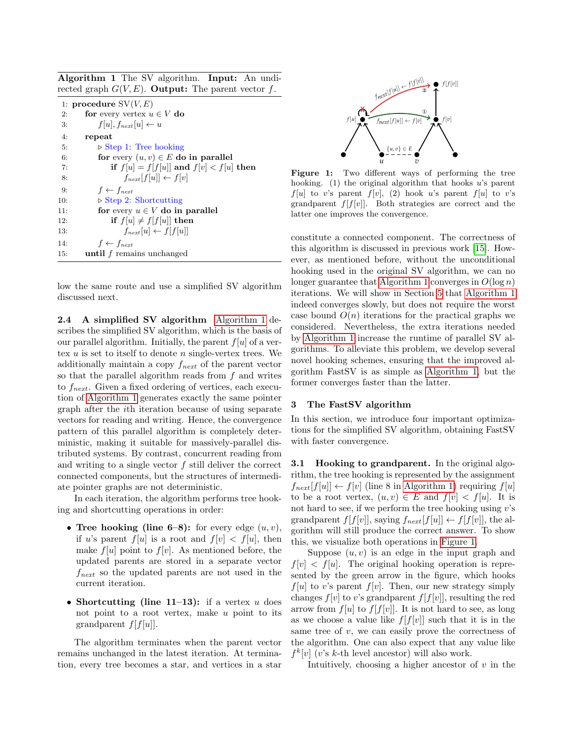**Algorithm 1** The SV algorithm. **Input:** An undirected graph $G(V, E)$. **Output:** The parent vector $f$.

```
1:  procedure SV(V, E)
2:      for every vertex u ∈ V do
3:          f[u], f_next[u] ← u
4:      repeat
5:          ▷ Step 1: Tree hooking
6:          for every (u, v) ∈ E do in parallel
7:              if f[u] = f[f[u]] and f[v] < f[u] then
8:                  f_next[f[u]] ← f[v]
9:          f ← f_next
10:         ▷ Step 2: Shortcutting
11:         for every u ∈ V do in parallel
12:             if f[u] ≠ f[f[u]] then
13:                 f_next[u] ← f[f[u]]
14:         f ← f_next
15:     until f remains unchanged
```

low the same route and use a simplified SV algorithm discussed next.

**2.4 A simplified SV algorithm** Algorithm 1 describes the simplified SV algorithm, which is the basis of our parallel algorithm. Initially, the parent $f[u]$ of a vertex $u$ is set to itself to denote $n$ single-vertex trees. We additionally maintain a copy $f_{next}$ of the parent vector so that the parallel algorithm reads from $f$ and writes to $f_{next}$. Given a fixed ordering of vertices, each execution of Algorithm 1 generates exactly the same pointer graph after the $i$th iteration because of using separate vectors for reading and writing. Hence, the convergence pattern of this parallel algorithm is completely deterministic, making it suitable for massively-parallel distributed systems. By contrast, concurrent reading from and writing to a single vector $f$ still deliver the correct connected components, but the structures of intermediate pointer graphs are not deterministic.

In each iteration, the algorithm performs tree hooking and shortcutting operations in order:

- **Tree hooking (line 6–8):** for every edge $(u, v)$, if $u$'s parent $f[u]$ is a root and $f[v] < f[u]$, then make $f[u]$ point to $f[v]$. As mentioned before, the updated parents are stored in a separate vector $f_{next}$ so the updated parents are not used in the current iteration.

- **Shortcutting (line 11–13):** if a vertex $u$ does not point to a root vertex, make $u$ point to its grandparent $f[f[u]]$.

The algorithm terminates when the parent vector remains unchanged in the latest iteration. At termination, every tree becomes a star, and vertices in a star constitute a connected component. The correctness of this algorithm is discussed in previous work [15]. However, as mentioned before, without the unconditional hooking used in the original SV algorithm, we can no longer guarantee that Algorithm 1 converges in $O(\log n)$ iterations. We will show in Section 5 that Algorithm 1 indeed converges slowly, but does not require the worst case bound $O(n)$ iterations for the practical graphs we considered. Nevertheless, the extra iterations needed by Algorithm 1 increase the runtime of parallel SV algorithms. To alleviate this problem, we develop several novel hooking schemes, ensuring that the improved algorithm FastSV is as simple as Algorithm 1, but the former converges faster than the latter.

**Figure 1:** Two different ways of performing the tree hooking. (1) the original algorithm that hooks $u$'s parent $f[u]$ to $v$'s parent $f[v]$, (2) hook $u$'s parent $f[u]$ to $v$'s grandparent $f[f[v]]$. Both strategies are correct and the latter one improves the convergence.

## 3 The FastSV algorithm

In this section, we introduce four important optimizations for the simplified SV algorithm, obtaining FastSV with faster convergence.

**3.1 Hooking to grandparent.** In the original algorithm, the tree hooking is represented by the assignment $f_{next}[f[u]] \leftarrow f[v]$ (line 8 in Algorithm 1) requiring $f[u]$ to be a root vertex, $(u, v) \in E$ and $f[v] < f[u]$. It is not hard to see, if we perform the tree hooking using $v$'s grandparent $f[f[v]]$, saying $f_{next}[f[u]] \leftarrow f[f[v]]$, the algorithm will still produce the correct answer. To show this, we visualize both operations in Figure 1.

Suppose $(u, v)$ is an edge in the input graph and $f[v] < f[u]$. The original hooking operation is represented by the green arrow in the figure, which hooks $f[u]$ to $v$'s parent $f[v]$. Then, our new strategy simply changes $f[v]$ to $v$'s grandparent $f[f[v]]$, resulting the red arrow from $f[u]$ to $f[f[v]]$. It is not hard to see, as long as we choose a value like $f[f[v]]$ such that it is in the same tree of $v$, we can easily prove the correctness of the algorithm. One can also expect that any value like $f^k[v]$ ($v$'s $k$-th level ancestor) will also work.

Intuitively, choosing a higher ancestor of $v$ in the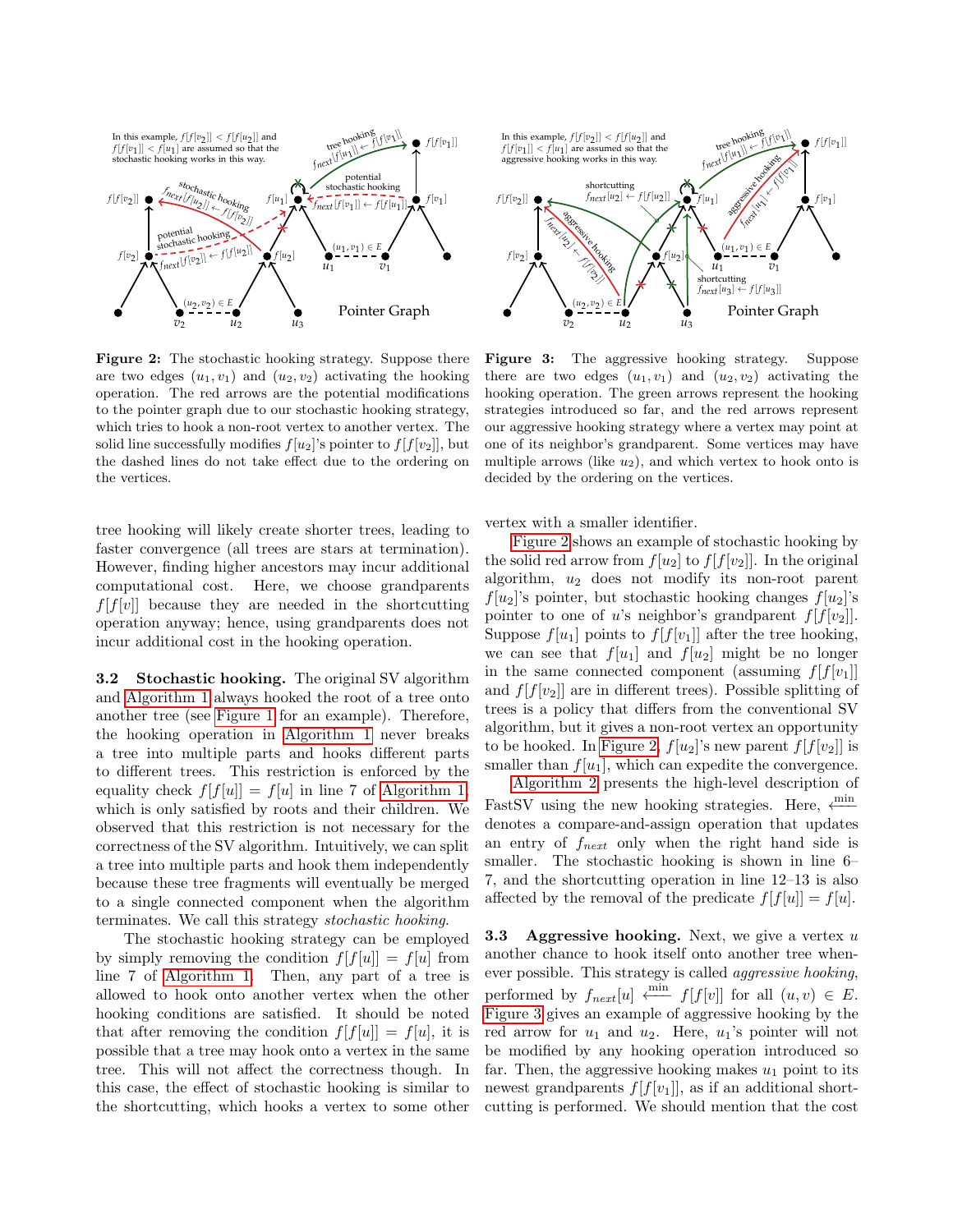**Figure 2:** The stochastic hooking strategy. Suppose there are two edges $(u_1, v_1)$ and $(u_2, v_2)$ activating the hooking operation. The red arrows are the potential modifications to the pointer graph due to our stochastic hooking strategy, which tries to hook a non-root vertex to another vertex. The solid line successfully modifies $f[u_2]$'s pointer to $f[f[v_2]]$, but the dashed lines do not take effect due to the ordering on the vertices.

**Figure 3:** The aggressive hooking strategy. Suppose there are two edges $(u_1, v_1)$ and $(u_2, v_2)$ activating the hooking operation. The green arrows represent the hooking strategies introduced so far, and the red arrows represent our aggressive hooking strategy where a vertex may point at one of its neighbor's grandparent. Some vertices may have multiple arrows (like $u_2$), and which vertex to hook onto is decided by the ordering on the vertices.

tree hooking will likely create shorter trees, leading to faster convergence (all trees are stars at termination). However, finding higher ancestors may incur additional computational cost. Here, we choose grandparents $f[f[v]]$ because they are needed in the shortcutting operation anyway; hence, using grandparents does not incur additional cost in the hooking operation.

**3.2 Stochastic hooking.** The original SV algorithm and Algorithm 1 always hooked the root of a tree onto another tree (see Figure 1 for an example). Therefore, the hooking operation in Algorithm 1 never breaks a tree into multiple parts and hooks different parts to different trees. This restriction is enforced by the equality check $f[f[u]] = f[u]$ in line 7 of Algorithm 1, which is only satisfied by roots and their children. We observed that this restriction is not necessary for the correctness of the SV algorithm. Intuitively, we can split a tree into multiple parts and hook them independently because these tree fragments will eventually be merged to a single connected component when the algorithm terminates. We call this strategy *stochastic hooking*.

The stochastic hooking strategy can be employed by simply removing the condition $f[f[u]] = f[u]$ from line 7 of Algorithm 1. Then, any part of a tree is allowed to hook onto another vertex when the other hooking conditions are satisfied. It should be noted that after removing the condition $f[f[u]] = f[u]$, it is possible that a tree may hook onto a vertex in the same tree. This will not affect the correctness though. In this case, the effect of stochastic hooking is similar to the shortcutting, which hooks a vertex to some other vertex with a smaller identifier.

Figure 2 shows an example of stochastic hooking by the solid red arrow from $f[u_2]$ to $f[f[v_2]]$. In the original algorithm, $u_2$ does not modify its non-root parent $f[u_2]$'s pointer, but stochastic hooking changes $f[u_2]$'s pointer to one of $u$'s neighbor's grandparent $f[f[v_2]]$. Suppose $f[u_1]$ points to $f[f[v_1]]$ after the tree hooking, we can see that $f[u_1]$ and $f[u_2]$ might be no longer in the same connected component (assuming $f[f[v_1]]$ and $f[f[v_2]]$ are in different trees). Possible splitting of trees is a policy that differs from the conventional SV algorithm, but it gives a non-root vertex an opportunity to be hooked. In Figure 2, $f[u_2]$'s new parent $f[f[v_2]]$ is smaller than $f[u_1]$, which can expedite the convergence.

Algorithm 2 presents the high-level description of FastSV using the new hooking strategies. Here, $\xleftarrow{\min}$ denotes a compare-and-assign operation that updates an entry of $f_{next}$ only when the right hand side is smaller. The stochastic hooking is shown in line 6–7, and the shortcutting operation in line 12–13 is also affected by the removal of the predicate $f[f[u]] = f[u]$.

**3.3 Aggressive hooking.** Next, we give a vertex $u$ another chance to hook itself onto another tree whenever possible. This strategy is called *aggressive hooking*, performed by $f_{next}[u] \xleftarrow{\min} f[f[v]]$ for all $(u, v) \in E$. Figure 3 gives an example of aggressive hooking by the red arrow for $u_1$ and $u_2$. Here, $u_1$'s pointer will not be modified by any hooking operation introduced so far. Then, the aggressive hooking makes $u_1$ point to its newest grandparents $f[f[v_1]]$, as if an additional shortcutting is performed. We should mention that the cost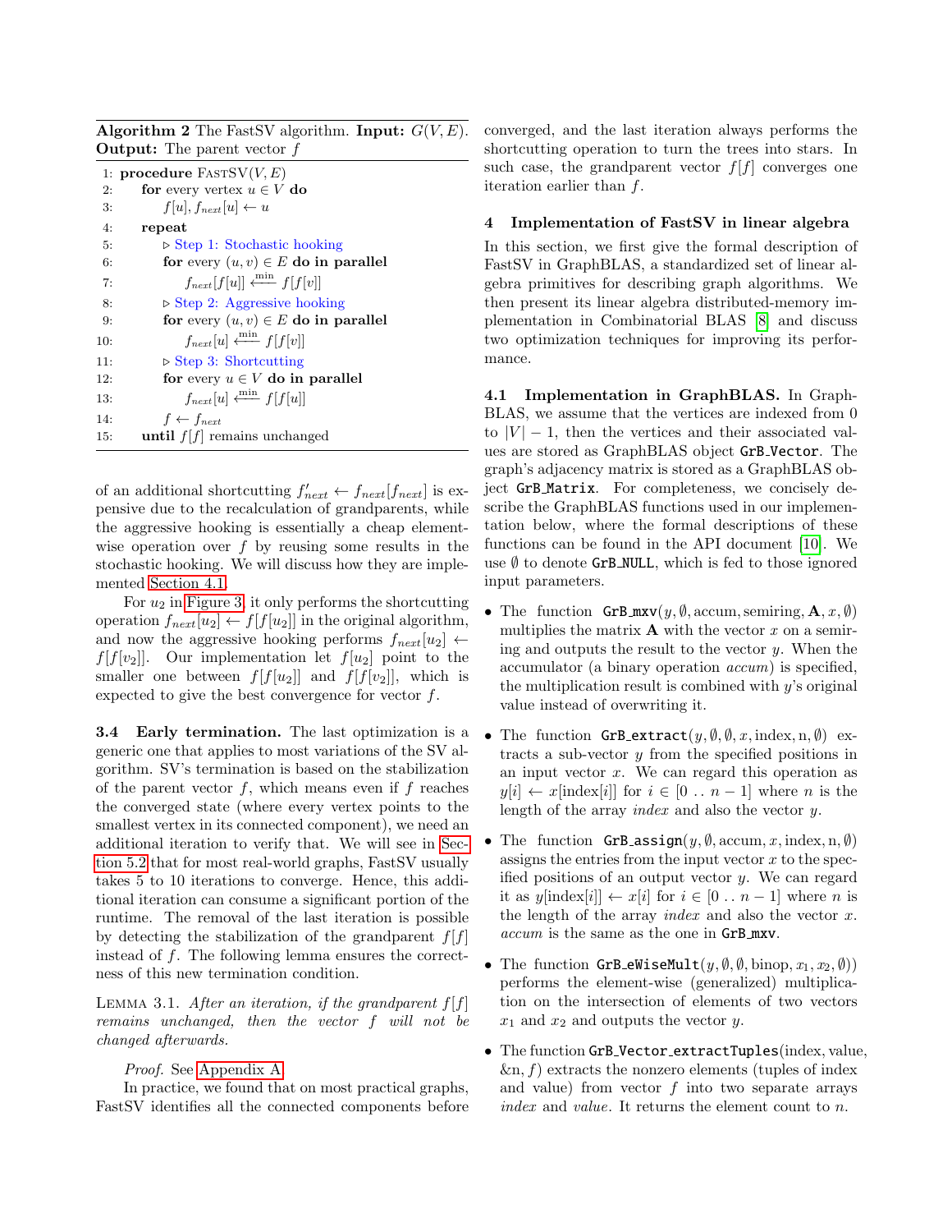**Algorithm 2** The FastSV algorithm. **Input:** $G(V, E)$. **Output:** The parent vector $f$

```
1:  procedure FastSV(V, E)
2:      for every vertex u ∈ V do
3:          f[u], f_next[u] ← u
4:      repeat
5:          ▷ Step 1: Stochastic hooking
6:          for every (u, v) ∈ E do in parallel
7:              f_next[f[u]] ←min− f[f[v]]
8:          ▷ Step 2: Aggressive hooking
9:          for every (u, v) ∈ E do in parallel
10:             f_next[u] ←min− f[f[v]]
11:         ▷ Step 3: Shortcutting
12:         for every u ∈ V do in parallel
13:             f_next[u] ←min− f[f[u]]
14:         f ← f_next
15:     until f[f] remains unchanged
```

of an additional shortcutting $f'_{next} \leftarrow f_{next}[f_{next}]$ is expensive due to the recalculation of grandparents, while the aggressive hooking is essentially a cheap element-wise operation over $f$ by reusing some results in the stochastic hooking. We will discuss how they are implemented Section 4.1.

For $u_2$ in Figure 3, it only performs the shortcutting operation $f_{next}[u_2] \leftarrow f[f[u_2]]$ in the original algorithm, and now the aggressive hooking performs $f_{next}[u_2] \leftarrow f[f[v_2]]$. Our implementation let $f[u_2]$ point to the smaller one between $f[f[u_2]]$ and $f[f[v_2]]$, which is expected to give the best convergence for vector $f$.

**3.4 Early termination.** The last optimization is a generic one that applies to most variations of the SV algorithm. SV's termination is based on the stabilization of the parent vector $f$, which means even if $f$ reaches the converged state (where every vertex points to the smallest vertex in its connected component), we need an additional iteration to verify that. We will see in Section 5.2 that for most real-world graphs, FastSV usually takes 5 to 10 iterations to converge. Hence, this additional iteration can consume a significant portion of the runtime. The removal of the last iteration is possible by detecting the stabilization of the grandparent $f[f]$ instead of $f$. The following lemma ensures the correctness of this new termination condition.

Lemma 3.1. *After an iteration, if the grandparent $f[f]$ remains unchanged, then the vector $f$ will not be changed afterwards.*

*Proof.* See Appendix A.

In practice, we found that on most practical graphs, FastSV identifies all the connected components before converged, and the last iteration always performs the shortcutting operation to turn the trees into stars. In such case, the grandparent vector $f[f]$ converges one iteration earlier than $f$.

## 4 Implementation of FastSV in linear algebra

In this section, we first give the formal description of FastSV in GraphBLAS, a standardized set of linear algebra primitives for describing graph algorithms. We then present its linear algebra distributed-memory implementation in Combinatorial BLAS [8] and discuss two optimization techniques for improving its performance.

**4.1 Implementation in GraphBLAS.** In GraphBLAS, we assume that the vertices are indexed from 0 to $|V| - 1$, then the vertices and their associated values are stored as GraphBLAS object `GrB_Vector`. The graph's adjacency matrix is stored as a GraphBLAS object `GrB_Matrix`. For completeness, we concisely describe the GraphBLAS functions used in our implementation below, where the formal descriptions of these functions can be found in the API document [10]. We use $\emptyset$ to denote `GrB_NULL`, which is fed to those ignored input parameters.

- The function `GrB_mxv`$(y, \emptyset, \text{accum}, \text{semiring}, \mathbf{A}, x, \emptyset)$ multiplies the matrix $\mathbf{A}$ with the vector $x$ on a semiring and outputs the result to the vector $y$. When the accumulator (a binary operation *accum*) is specified, the multiplication result is combined with $y$'s original value instead of overwriting it.
- The function `GrB_extract`$(y, \emptyset, \emptyset, x, \text{index}, \text{n}, \emptyset)$ extracts a sub-vector $y$ from the specified positions in an input vector $x$. We can regard this operation as $y[i] \leftarrow x[\text{index}[i]]$ for $i \in [0 \mathinner{..} n-1]$ where $n$ is the length of the array *index* and also the vector $y$.
- The function `GrB_assign`$(y, \emptyset, \text{accum}, x, \text{index}, \text{n}, \emptyset)$ assigns the entries from the input vector $x$ to the specified positions of an output vector $y$. We can regard it as $y[\text{index}[i]] \leftarrow x[i]$ for $i \in [0 \mathinner{..} n-1]$ where $n$ is the length of the array *index* and also the vector $x$. *accum* is the same as the one in `GrB_mxv`.
- The function `GrB_eWiseMult`$(y, \emptyset, \emptyset, \text{binop}, x_1, x_2, \emptyset))$ performs the element-wise (generalized) multiplication on the intersection of elements of two vectors $x_1$ and $x_2$ and outputs the vector $y$.
- The function `GrB_Vector_extractTuples`(index, value, &n, $f$) extracts the nonzero elements (tuples of index and value) from vector $f$ into two separate arrays *index* and *value*. It returns the element count to $n$.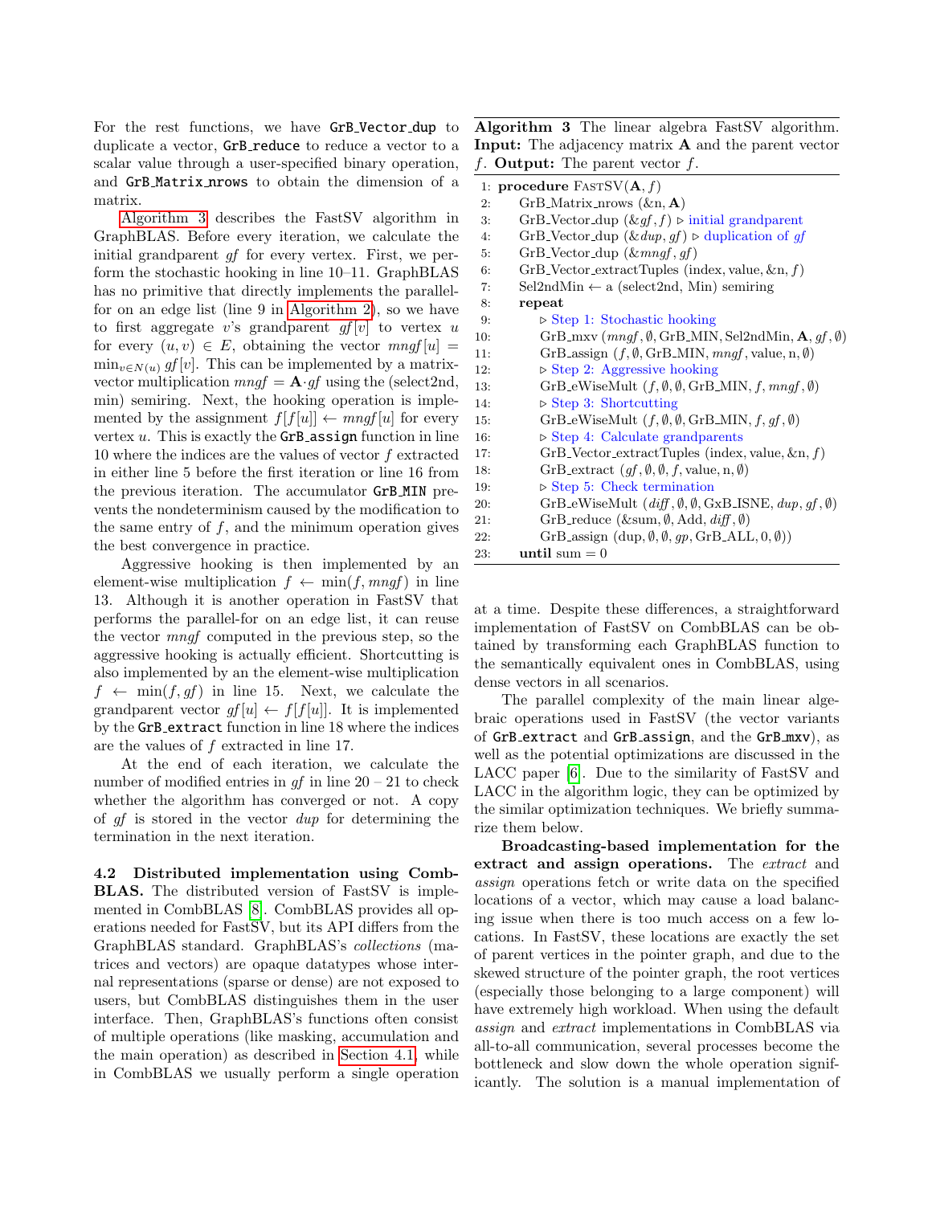For the rest functions, we have **GrB_Vector_dup** to duplicate a vector, **GrB_reduce** to reduce a vector to a scalar value through a user-specified binary operation, and **GrB_Matrix_nrows** to obtain the dimension of a matrix.

Algorithm 3 describes the FastSV algorithm in GraphBLAS. Before every iteration, we calculate the initial grandparent $gf$ for every vertex. First, we perform the stochastic hooking in line 10–11. GraphBLAS has no primitive that directly implements the parallel-for on an edge list (line 9 in Algorithm 2), so we have to first aggregate $v$'s grandparent $gf[v]$ to vertex $u$ for every $(u, v) \in E$, obtaining the vector $mngf[u] = \min_{v \in N(u)} gf[v]$. This can be implemented by a matrix-vector multiplication $mngf = \mathbf{A} \cdot gf$ using the (select2nd, min) semiring. Next, the hooking operation is implemented by the assignment $f[f[u]] \leftarrow mngf[u]$ for every vertex $u$. This is exactly the **GrB_assign** function in line 10 where the indices are the values of vector $f$ extracted in either line 5 before the first iteration or line 16 from the previous iteration. The accumulator **GrB_MIN** prevents the nondeterminism caused by the modification to the same entry of $f$, and the minimum operation gives the best convergence in practice.

Aggressive hooking is then implemented by an element-wise multiplication $f \leftarrow \min(f, mngf)$ in line 13. Although it is another operation in FastSV that performs the parallel-for on an edge list, it can reuse the vector $mngf$ computed in the previous step, so the aggressive hooking is actually efficient. Shortcutting is also implemented by an the element-wise multiplication $f \leftarrow \min(f, gf)$ in line 15. Next, we calculate the grandparent vector $gf[u] \leftarrow f[f[u]]$. It is implemented by the **GrB_extract** function in line 18 where the indices are the values of $f$ extracted in line 17.

At the end of each iteration, we calculate the number of modified entries in $gf$ in line 20 – 21 to check whether the algorithm has converged or not. A copy of $gf$ is stored in the vector $dup$ for determining the termination in the next iteration.

**Algorithm 3** The linear algebra FastSV algorithm. **Input:** The adjacency matrix $\mathbf{A}$ and the parent vector $f$. **Output:** The parent vector $f$.

```
1:  procedure FastSV(A, f)
2:      GrB_Matrix_nrows (&n, A)
3:      GrB_Vector_dup (&gf, f)  ▷ initial grandparent
4:      GrB_Vector_dup (&dup, gf)  ▷ duplication of gf
5:      GrB_Vector_dup (&mngf, gf)
6:      GrB_Vector_extractTuples (index, value, &n, f)
7:      Sel2ndMin ← a (select2nd, Min) semiring
8:      repeat
9:          ▷ Step 1: Stochastic hooking
10:         GrB_mxv (mngf, ∅, GrB_MIN, Sel2ndMin, A, gf, ∅)
11:         GrB_assign (f, ∅, GrB_MIN, mngf, value, n, ∅)
12:         ▷ Step 2: Aggressive hooking
13:         GrB_eWiseMult (f, ∅, ∅, GrB_MIN, f, mngf, ∅)
14:         ▷ Step 3: Shortcutting
15:         GrB_eWiseMult (f, ∅, ∅, GrB_MIN, f, gf, ∅)
16:         ▷ Step 4: Calculate grandparents
17:         GrB_Vector_extractTuples (index, value, &n, f)
18:         GrB_extract (gf, ∅, ∅, f, value, n, ∅)
19:         ▷ Step 5: Check termination
20:         GrB_eWiseMult (diff, ∅, ∅, GxB_ISNE, dup, gf, ∅)
21:         GrB_reduce (&sum, ∅, Add, diff, ∅)
22:         GrB_assign (dup, ∅, ∅, gp, GrB_ALL, 0, ∅))
23:     until sum = 0
```

**4.2 Distributed implementation using CombBLAS.** The distributed version of FastSV is implemented in CombBLAS [8]. CombBLAS provides all operations needed for FastSV, but its API differs from the GraphBLAS standard. GraphBLAS's *collections* (matrices and vectors) are opaque datatypes whose internal representations (sparse or dense) are not exposed to users, but CombBLAS distinguishes them in the user interface. Then, GraphBLAS's functions often consist of multiple operations (like masking, accumulation and the main operation) as described in Section 4.1, while in CombBLAS we usually perform a single operation at a time. Despite these differences, a straightforward implementation of FastSV on CombBLAS can be obtained by transforming each GraphBLAS function to the semantically equivalent ones in CombBLAS, using dense vectors in all scenarios.

The parallel complexity of the main linear algebraic operations used in FastSV (the vector variants of **GrB_extract** and **GrB_assign**, and the **GrB_mxv**), as well as the potential optimizations are discussed in the LACC paper [6]. Due to the similarity of FastSV and LACC in the algorithm logic, they can be optimized by the similar optimization techniques. We briefly summarize them below.

**Broadcasting-based implementation for the extract and assign operations.** The *extract* and *assign* operations fetch or write data on the specified locations of a vector, which may cause a load balancing issue when there is too much access on a few locations. In FastSV, these locations are exactly the set of parent vertices in the pointer graph, and due to the skewed structure of the pointer graph, the root vertices (especially those belonging to a large component) will have extremely high workload. When using the default *assign* and *extract* implementations in CombBLAS via all-to-all communication, several processes become the bottleneck and slow down the whole operation significantly. The solution is a manual implementation of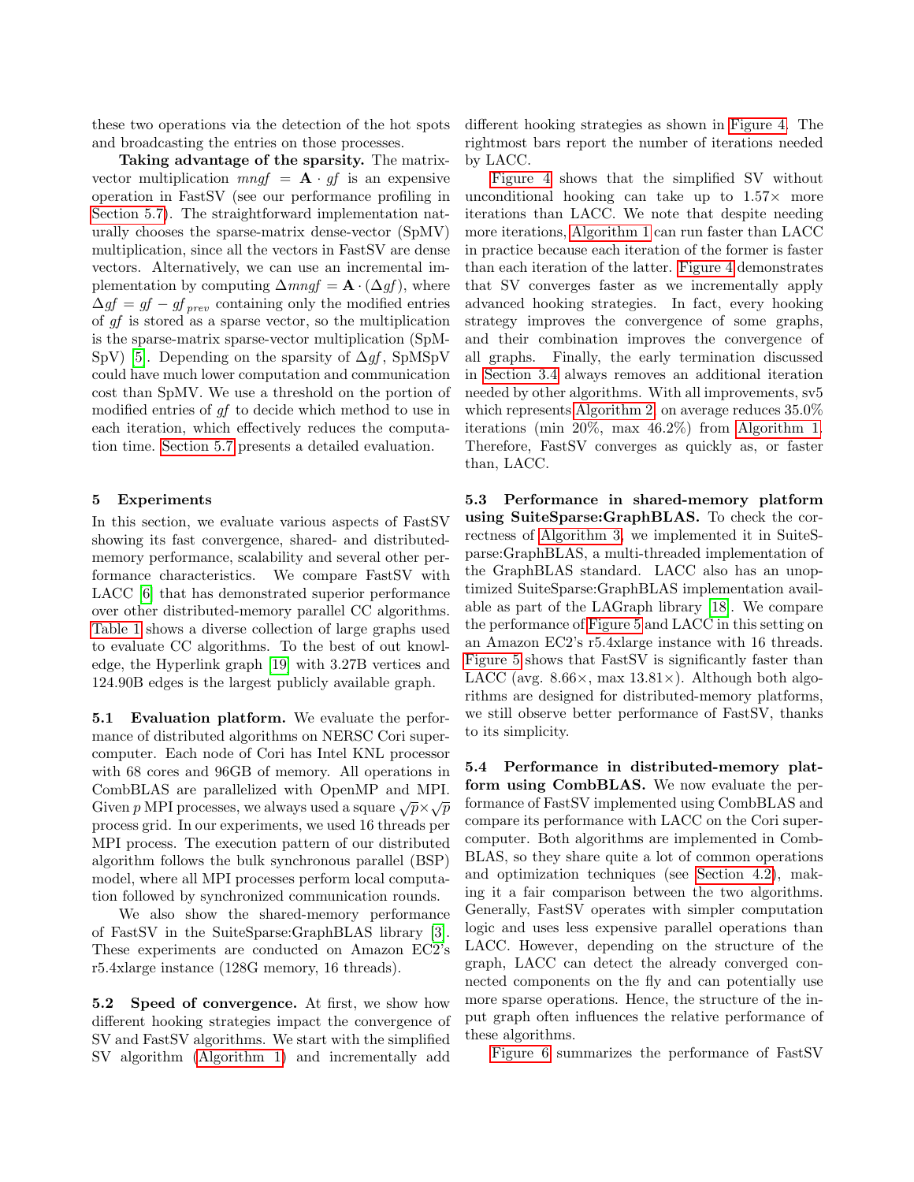these two operations via the detection of the hot spots and broadcasting the entries on those processes.

**Taking advantage of the sparsity.** The matrix-vector multiplication $mngf = \mathbf{A} \cdot gf$ is an expensive operation in FastSV (see our performance profiling in Section 5.7). The straightforward implementation naturally chooses the sparse-matrix dense-vector (SpMV) multiplication, since all the vectors in FastSV are dense vectors. Alternatively, we can use an incremental implementation by computing $\Delta mngf = \mathbf{A} \cdot (\Delta gf)$, where $\Delta gf = gf - gf_{prev}$ containing only the modified entries of $gf$ is stored as a sparse vector, so the multiplication is the sparse-matrix sparse-vector multiplication (SpMSpV) [5]. Depending on the sparsity of $\Delta gf$, SpMSpV could have much lower computation and communication cost than SpMV. We use a threshold on the portion of modified entries of $gf$ to decide which method to use in each iteration, which effectively reduces the computation time. Section 5.7 presents a detailed evaluation.

## 5 Experiments

In this section, we evaluate various aspects of FastSV showing its fast convergence, shared- and distributed-memory performance, scalability and several other performance characteristics. We compare FastSV with LACC [6] that has demonstrated superior performance over other distributed-memory parallel CC algorithms. Table 1 shows a diverse collection of large graphs used to evaluate CC algorithms. To the best of out knowledge, the Hyperlink graph [19] with 3.27B vertices and 124.90B edges is the largest publicly available graph.

**5.1 Evaluation platform.** We evaluate the performance of distributed algorithms on NERSC Cori supercomputer. Each node of Cori has Intel KNL processor with 68 cores and 96GB of memory. All operations in CombBLAS are parallelized with OpenMP and MPI. Given $p$ MPI processes, we always used a square $\sqrt{p}\times\sqrt{p}$ process grid. In our experiments, we used 16 threads per MPI process. The execution pattern of our distributed algorithm follows the bulk synchronous parallel (BSP) model, where all MPI processes perform local computation followed by synchronized communication rounds.

We also show the shared-memory performance of FastSV in the SuiteSparse:GraphBLAS library [3]. These experiments are conducted on Amazon EC2's r5.4xlarge instance (128G memory, 16 threads).

**5.2 Speed of convergence.** At first, we show how different hooking strategies impact the convergence of SV and FastSV algorithms. We start with the simplified SV algorithm (Algorithm 1) and incrementally add different hooking strategies as shown in Figure 4. The rightmost bars report the number of iterations needed by LACC.

Figure 4 shows that the simplified SV without unconditional hooking can take up to 1.57× more iterations than LACC. We note that despite needing more iterations, Algorithm 1 can run faster than LACC in practice because each iteration of the former is faster than each iteration of the latter. Figure 4 demonstrates that SV converges faster as we incrementally apply advanced hooking strategies. In fact, every hooking strategy improves the convergence of some graphs, and their combination improves the convergence of all graphs. Finally, the early termination discussed in Section 3.4 always removes an additional iteration needed by other algorithms. With all improvements, sv5 which represents Algorithm 2, on average reduces 35.0% iterations (min 20%, max 46.2%) from Algorithm 1. Therefore, FastSV converges as quickly as, or faster than, LACC.

**5.3 Performance in shared-memory platform using SuiteSparse:GraphBLAS.** To check the correctness of Algorithm 3, we implemented it in SuiteSparse:GraphBLAS, a multi-threaded implementation of the GraphBLAS standard. LACC also has an unoptimized SuiteSparse:GraphBLAS implementation available as part of the LAGraph library [18]. We compare the performance of Figure 5 and LACC in this setting on an Amazon EC2's r5.4xlarge instance with 16 threads. Figure 5 shows that FastSV is significantly faster than LACC (avg. 8.66×, max 13.81×). Although both algorithms are designed for distributed-memory platforms, we still observe better performance of FastSV, thanks to its simplicity.

**5.4 Performance in distributed-memory platform using CombBLAS.** We now evaluate the performance of FastSV implemented using CombBLAS and compare its performance with LACC on the Cori supercomputer. Both algorithms are implemented in CombBLAS, so they share quite a lot of common operations and optimization techniques (see Section 4.2), making it a fair comparison between the two algorithms. Generally, FastSV operates with simpler computation logic and uses less expensive parallel operations than LACC. However, depending on the structure of the graph, LACC can detect the already converged connected components on the fly and can potentially use more sparse operations. Hence, the structure of the input graph often influences the relative performance of these algorithms.

Figure 6 summarizes the performance of FastSV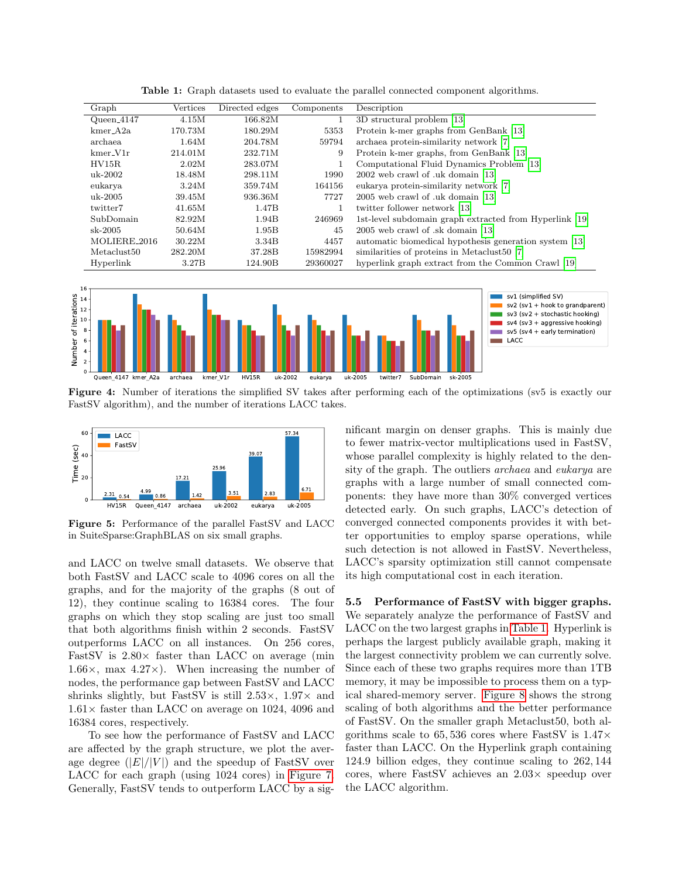**Table 1:** Graph datasets used to evaluate the parallel connected component algorithms.

| Graph | Vertices | Directed edges | Components | Description |
|---|---|---|---|---|
| Queen_4147 | 4.15M | 166.82M | 1 | 3D structural problem [13] |
| kmer_A2a | 170.73M | 180.29M | 5353 | Protein k-mer graphs from GenBank [13] |
| archaea | 1.64M | 204.78M | 59794 | archaea protein-similarity network [7] |
| kmer_V1r | 214.01M | 232.71M | 9 | Protein k-mer graphs, from GenBank [13] |
| HV15R | 2.02M | 283.07M | 1 | Computational Fluid Dynamics Problem [13] |
| uk-2002 | 18.48M | 298.11M | 1990 | 2002 web crawl of .uk domain [13] |
| eukarya | 3.24M | 359.74M | 164156 | eukarya protein-similarity network [7] |
| uk-2005 | 39.45M | 936.36M | 7727 | 2005 web crawl of .uk domain [13] |
| twitter7 | 41.65M | 1.47B | 1 | twitter follower network [13] |
| SubDomain | 82.92M | 1.94B | 246969 | 1st-level subdomain graph extracted from Hyperlink [19] |
| sk-2005 | 50.64M | 1.95B | 45 | 2005 web crawl of .sk domain [13] |
| MOLIERE_2016 | 30.22M | 3.34B | 4457 | automatic biomedical hypothesis generation system [13] |
| Metaclust50 | 282.20M | 37.28B | 15982994 | similarities of proteins in Metaclust50 [7] |
| Hyperlink | 3.27B | 124.90B | 29360027 | hyperlink graph extract from the Common Crawl [19] |

**Figure 4:** Number of iterations the simplified SV takes after performing each of the optimizations (sv5 is exactly our FastSV algorithm), and the number of iterations LACC takes.

**Figure 5:** Performance of the parallel FastSV and LACC in SuiteSparse:GraphBLAS on six small graphs.

and LACC on twelve small datasets. We observe that both FastSV and LACC scale to 4096 cores on all the graphs, and for the majority of the graphs (8 out of 12), they continue scaling to 16384 cores. The four graphs on which they stop scaling are just too small that both algorithms finish within 2 seconds. FastSV outperforms LACC on all instances. On 256 cores, FastSV is 2.80× faster than LACC on average (min 1.66×, max 4.27×). When increasing the number of nodes, the performance gap between FastSV and LACC shrinks slightly, but FastSV is still 2.53×, 1.97× and 1.61× faster than LACC on average on 1024, 4096 and 16384 cores, respectively.

To see how the performance of FastSV and LACC are affected by the graph structure, we plot the average degree ($|E|/|V|$) and the speedup of FastSV over LACC for each graph (using 1024 cores) in Figure 7. Generally, FastSV tends to outperform LACC by a significant margin on denser graphs. This is mainly due to fewer matrix-vector multiplications used in FastSV, whose parallel complexity is highly related to the density of the graph. The outliers *archaea* and *eukarya* are graphs with a large number of small connected components: they have more than 30% converged vertices detected early. On such graphs, LACC's detection of converged connected components provides it with better opportunities to employ sparse operations, while such detection is not allowed in FastSV. Nevertheless, LACC's sparsity optimization still cannot compensate its high computational cost in each iteration.

### 5.5 Performance of FastSV with bigger graphs.

We separately analyze the performance of FastSV and LACC on the two largest graphs in Table 1. Hyperlink is perhaps the largest publicly available graph, making it the largest connectivity problem we can currently solve. Since each of these two graphs requires more than 1TB memory, it may be impossible to process them on a typical shared-memory server. Figure 8 shows the strong scaling of both algorithms and the better performance of FastSV. On the smaller graph Metaclust50, both algorithms scale to 65,536 cores where FastSV is 1.47× faster than LACC. On the Hyperlink graph containing 124.9 billion edges, they continue scaling to 262,144 cores, where FastSV achieves an 2.03× speedup over the LACC algorithm.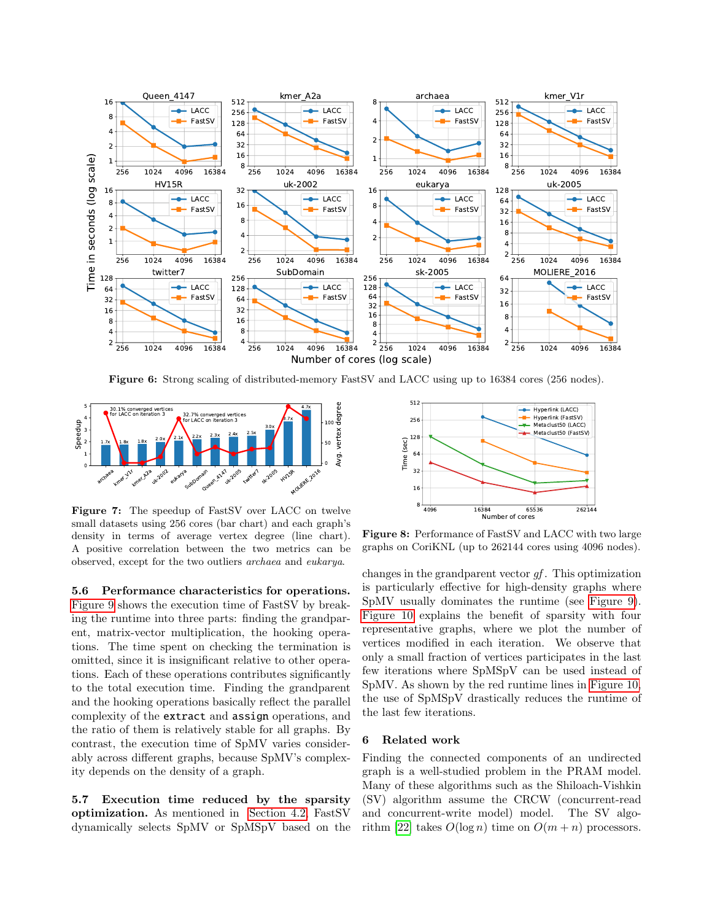**Figure 6:** Strong scaling of distributed-memory FastSV and LACC using up to 16384 cores (256 nodes).

**Figure 7:** The speedup of FastSV over LACC on twelve small datasets using 256 cores (bar chart) and each graph's density in terms of average vertex degree (line chart). A positive correlation between the two metrics can be observed, except for the two outliers *archaea* and *eukarya*.

**Figure 8:** Performance of FastSV and LACC with two large graphs on CoriKNL (up to 262144 cores using 4096 nodes).

### 5.6 Performance characteristics for operations.

Figure 9 shows the execution time of FastSV by breaking the runtime into three parts: finding the grandparent, matrix-vector multiplication, the hooking operations. The time spent on checking the termination is omitted, since it is insignificant relative to other operations. Each of these operations contributes significantly to the total execution time. Finding the grandparent and the hooking operations basically reflect the parallel complexity of the `extract` and `assign` operations, and the ratio of them is relatively stable for all graphs. By contrast, the execution time of SpMV varies considerably across different graphs, because SpMV's complexity depends on the density of a graph.

### 5.7 Execution time reduced by the sparsity optimization.

As mentioned in Section 4.2, FastSV dynamically selects SpMV or SpMSpV based on the changes in the grandparent vector *gf*. This optimization is particularly effective for high-density graphs where SpMV usually dominates the runtime (see Figure 9). Figure 10 explains the benefit of sparsity with four representative graphs, where we plot the number of vertices modified in each iteration. We observe that only a small fraction of vertices participates in the last few iterations where SpMSpV can be used instead of SpMV. As shown by the red runtime lines in Figure 10, the use of SpMSpV drastically reduces the runtime of the last few iterations.

## 6 Related work

Finding the connected components of an undirected graph is a well-studied problem in the PRAM model. Many of these algorithms such as the Shiloach-Vishkin (SV) algorithm assume the CRCW (concurrent-read and concurrent-write model) model. The SV algorithm [22] takes $O(\log n)$ time on $O(m + n)$ processors.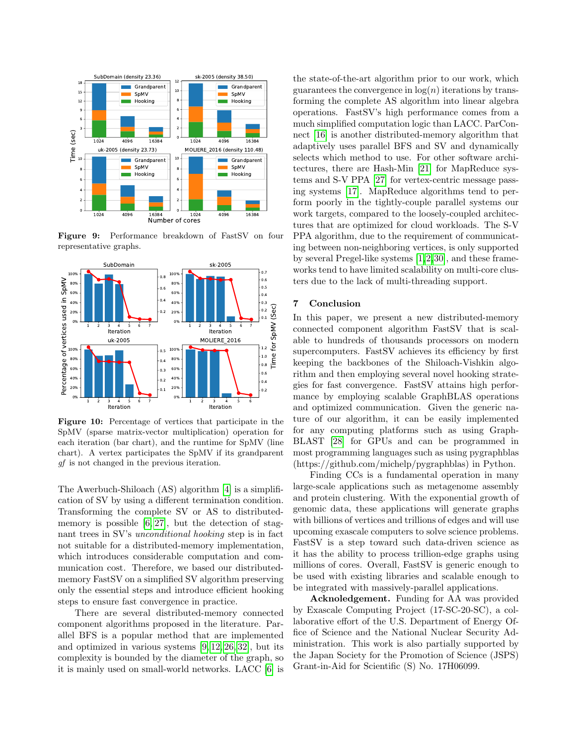Figure 9: Performance breakdown of FastSV on four representative graphs.

Figure 10: Percentage of vertices that participate in the SpMV (sparse matrix-vector multiplication) operation for each iteration (bar chart), and the runtime for SpMV (line chart). A vertex participates the SpMV if its grandparent *gf* is not changed in the previous iteration.

The Awerbuch-Shiloach (AS) algorithm [4] is a simplification of SV by using a different termination condition. Transforming the complete SV or AS to distributed-memory is possible [6, 27], but the detection of stagnant trees in SV's *unconditional hooking* step is in fact not suitable for a distributed-memory implementation, which introduces considerable computation and communication cost. Therefore, we based our distributed-memory FastSV on a simplified SV algorithm preserving only the essential steps and introduce efficient hooking steps to ensure fast convergence in practice.

There are several distributed-memory connected component algorithms proposed in the literature. Parallel BFS is a popular method that are implemented and optimized in various systems [9, 12, 26, 32], but its complexity is bounded by the diameter of the graph, so it is mainly used on small-world networks. LACC [6] is the state-of-the-art algorithm prior to our work, which guarantees the convergence in $\log(n)$ iterations by transforming the complete AS algorithm into linear algebra operations. FastSV's high performance comes from a much simplified computation logic than LACC. ParConnect [16] is another distributed-memory algorithm that adaptively uses parallel BFS and SV and dynamically selects which method to use. For other software architectures, there are Hash-Min [21] for MapReduce systems and S-V PPA [27] for vertex-centric message passing systems [17]. MapReduce algorithms tend to perform poorly in the tightly-couple parallel systems our work targets, compared to the loosely-coupled architectures that are optimized for cloud workloads. The S-V PPA algorithm, due to the requirement of communicating between non-neighboring vertices, is only supported by several Pregel-like systems [1, 2, 30], and these frameworks tend to have limited scalability on multi-core clusters due to the lack of multi-threading support.

## 7 Conclusion

In this paper, we present a new distributed-memory connected component algorithm FastSV that is scalable to hundreds of thousands processors on modern supercomputers. FastSV achieves its efficiency by first keeping the backbones of the Shiloach-Vishkin algorithm and then employing several novel hooking strategies for fast convergence. FastSV attains high performance by employing scalable GraphBLAS operations and optimized communication. Given the generic nature of our algorithm, it can be easily implemented for any computing platforms such as using GraphBLAST [28] for GPUs and can be programmed in most programming languages such as using pygraphblas (https://github.com/michelp/pygraphblas) in Python.

Finding CCs is a fundamental operation in many large-scale applications such as metagenome assembly and protein clustering. With the exponential growth of genomic data, these applications will generate graphs with billions of vertices and trillions of edges and will use upcoming exascale computers to solve science problems. FastSV is a step toward such data-driven science as it has the ability to process trillion-edge graphs using millions of cores. Overall, FastSV is generic enough to be used with existing libraries and scalable enough to be integrated with massively-parallel applications.

**Acknoledgement.** Funding for AA was provided by Exascale Computing Project (17-SC-20-SC), a collaborative effort of the U.S. Department of Energy Office of Science and the National Nuclear Security Administration. This work is also partially supported by the Japan Society for the Promotion of Science (JSPS) Grant-in-Aid for Scientific (S) No. 17H06099.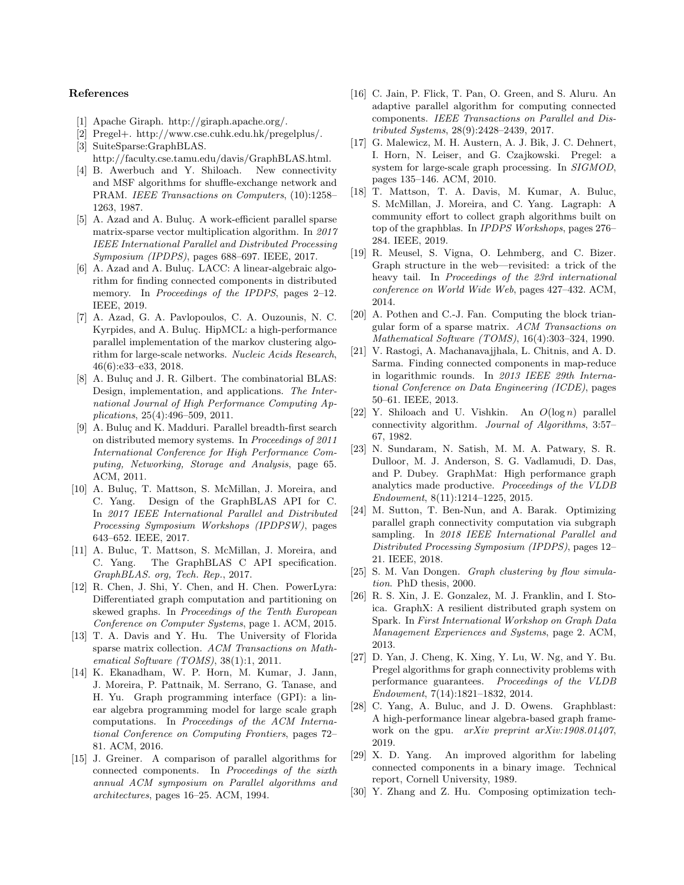## References

[1] Apache Giraph. http://giraph.apache.org/.

[2] Pregel+. http://www.cse.cuhk.edu.hk/pregelplus/.

[3] SuiteSparse:GraphBLAS. http://faculty.cse.tamu.edu/davis/GraphBLAS.html.

[4] B. Awerbuch and Y. Shiloach. New connectivity and MSF algorithms for shuffle-exchange network and PRAM. *IEEE Transactions on Computers*, (10):1258–1263, 1987.

[5] A. Azad and A. Buluç. A work-efficient parallel sparse matrix-sparse vector multiplication algorithm. In *2017 IEEE International Parallel and Distributed Processing Symposium (IPDPS)*, pages 688–697. IEEE, 2017.

[6] A. Azad and A. Buluç. LACC: A linear-algebraic algorithm for finding connected components in distributed memory. In *Proceedings of the IPDPS*, pages 2–12. IEEE, 2019.

[7] A. Azad, G. A. Pavlopoulos, C. A. Ouzounis, N. C. Kyrpides, and A. Buluç. HipMCL: a high-performance parallel implementation of the markov clustering algorithm for large-scale networks. *Nucleic Acids Research*, 46(6):e33–e33, 2018.

[8] A. Buluç and J. R. Gilbert. The combinatorial BLAS: Design, implementation, and applications. *The International Journal of High Performance Computing Applications*, 25(4):496–509, 2011.

[9] A. Buluç and K. Madduri. Parallel breadth-first search on distributed memory systems. In *Proceedings of 2011 International Conference for High Performance Computing, Networking, Storage and Analysis*, page 65. ACM, 2011.

[10] A. Buluç, T. Mattson, S. McMillan, J. Moreira, and C. Yang. Design of the GraphBLAS API for C. In *2017 IEEE International Parallel and Distributed Processing Symposium Workshops (IPDPSW)*, pages 643–652. IEEE, 2017.

[11] A. Buluc, T. Mattson, S. McMillan, J. Moreira, and C. Yang. The GraphBLAS C API specification. *GraphBLAS. org, Tech. Rep.*, 2017.

[12] R. Chen, J. Shi, Y. Chen, and H. Chen. PowerLyra: Differentiated graph computation and partitioning on skewed graphs. In *Proceedings of the Tenth European Conference on Computer Systems*, page 1. ACM, 2015.

[13] T. A. Davis and Y. Hu. The University of Florida sparse matrix collection. *ACM Transactions on Mathematical Software (TOMS)*, 38(1):1, 2011.

[14] K. Ekanadham, W. P. Horn, M. Kumar, J. Jann, J. Moreira, P. Pattnaik, M. Serrano, G. Tanase, and H. Yu. Graph programming interface (GPI): a linear algebra programming model for large scale graph computations. In *Proceedings of the ACM International Conference on Computing Frontiers*, pages 72–81. ACM, 2016.

[15] J. Greiner. A comparison of parallel algorithms for connected components. In *Proceedings of the sixth annual ACM symposium on Parallel algorithms and architectures*, pages 16–25. ACM, 1994.

[16] C. Jain, P. Flick, T. Pan, O. Green, and S. Aluru. An adaptive parallel algorithm for computing connected components. *IEEE Transactions on Parallel and Distributed Systems*, 28(9):2428–2439, 2017.

[17] G. Malewicz, M. H. Austern, A. J. Bik, J. C. Dehnert, I. Horn, N. Leiser, and G. Czajkowski. Pregel: a system for large-scale graph processing. In *SIGMOD*, pages 135–146. ACM, 2010.

[18] T. Mattson, T. A. Davis, M. Kumar, A. Buluc, S. McMillan, J. Moreira, and C. Yang. Lagraph: A community effort to collect graph algorithms built on top of the graphblas. In *IPDPS Workshops*, pages 276–284. IEEE, 2019.

[19] R. Meusel, S. Vigna, O. Lehmberg, and C. Bizer. Graph structure in the web—revisited: a trick of the heavy tail. In *Proceedings of the 23rd international conference on World Wide Web*, pages 427–432. ACM, 2014.

[20] A. Pothen and C.-J. Fan. Computing the block triangular form of a sparse matrix. *ACM Transactions on Mathematical Software (TOMS)*, 16(4):303–324, 1990.

[21] V. Rastogi, A. Machanavajjhala, L. Chitnis, and A. D. Sarma. Finding connected components in map-reduce in logarithmic rounds. In *2013 IEEE 29th International Conference on Data Engineering (ICDE)*, pages 50–61. IEEE, 2013.

[22] Y. Shiloach and U. Vishkin. An $O(\log n)$ parallel connectivity algorithm. *Journal of Algorithms*, 3:57–67, 1982.

[23] N. Sundaram, N. Satish, M. M. A. Patwary, S. R. Dulloor, M. J. Anderson, S. G. Vadlamudi, D. Das, and P. Dubey. GraphMat: High performance graph analytics made productive. *Proceedings of the VLDB Endowment*, 8(11):1214–1225, 2015.

[24] M. Sutton, T. Ben-Nun, and A. Barak. Optimizing parallel graph connectivity computation via subgraph sampling. In *2018 IEEE International Parallel and Distributed Processing Symposium (IPDPS)*, pages 12–21. IEEE, 2018.

[25] S. M. Van Dongen. *Graph clustering by flow simulation*. PhD thesis, 2000.

[26] R. S. Xin, J. E. Gonzalez, M. J. Franklin, and I. Stoica. GraphX: A resilient distributed graph system on Spark. In *First International Workshop on Graph Data Management Experiences and Systems*, page 2. ACM, 2013.

[27] D. Yan, J. Cheng, K. Xing, Y. Lu, W. Ng, and Y. Bu. Pregel algorithms for graph connectivity problems with performance guarantees. *Proceedings of the VLDB Endowment*, 7(14):1821–1832, 2014.

[28] C. Yang, A. Buluc, and J. D. Owens. Graphblast: A high-performance linear algebra-based graph framework on the gpu. *arXiv preprint arXiv:1908.01407*, 2019.

[29] X. D. Yang. An improved algorithm for labeling connected components in a binary image. Technical report, Cornell University, 1989.

[30] Y. Zhang and Z. Hu. Composing optimization tech-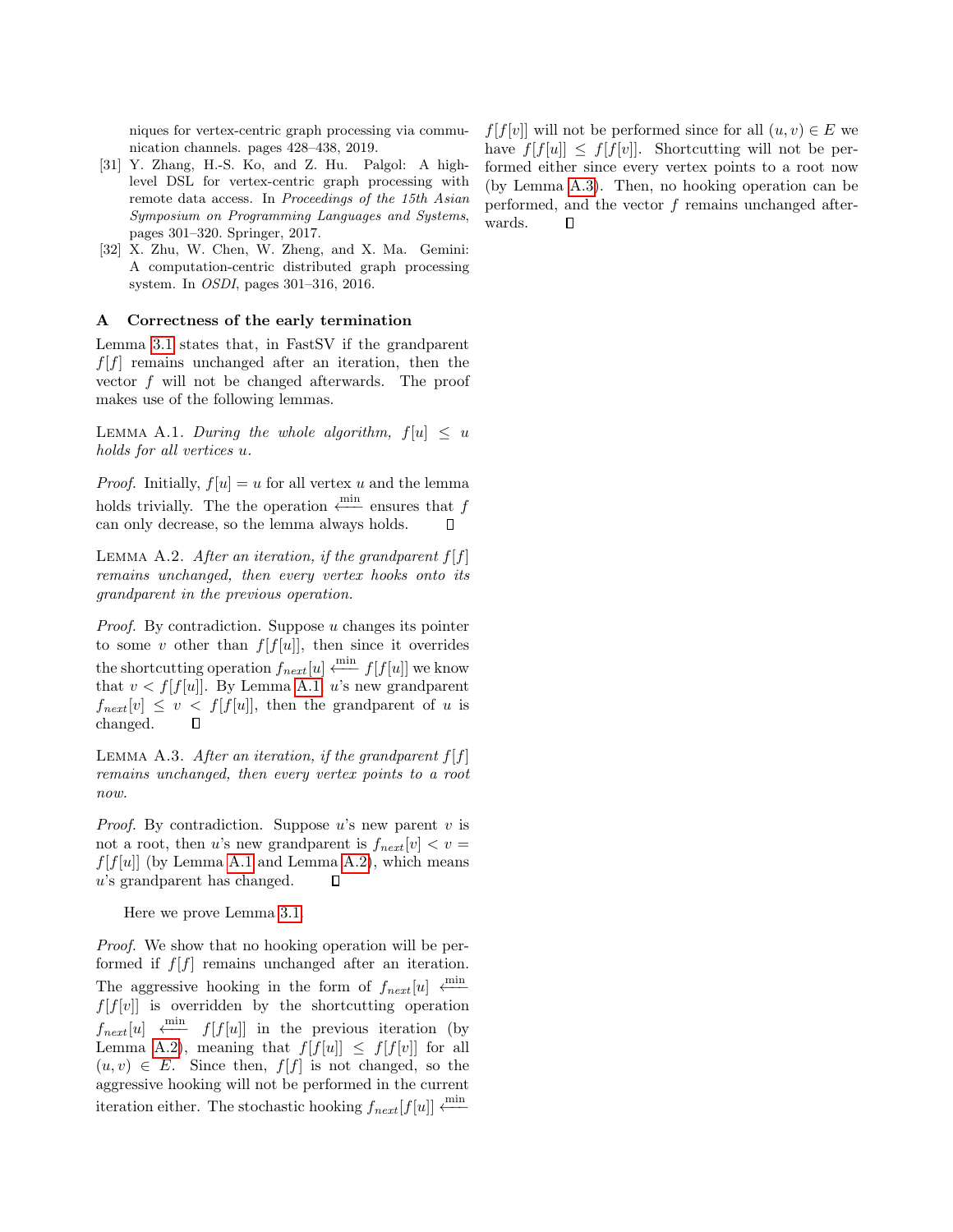niques for vertex-centric graph processing via communication channels. pages 428–438, 2019.

[31] Y. Zhang, H.-S. Ko, and Z. Hu. Palgol: A high-level DSL for vertex-centric graph processing with remote data access. In *Proceedings of the 15th Asian Symposium on Programming Languages and Systems*, pages 301–320. Springer, 2017.

[32] X. Zhu, W. Chen, W. Zheng, and X. Ma. Gemini: A computation-centric distributed graph processing system. In *OSDI*, pages 301–316, 2016.

## A Correctness of the early termination

Lemma 3.1 states that, in FastSV if the grandparent $f[f]$ remains unchanged after an iteration, then the vector $f$ will not be changed afterwards. The proof makes use of the following lemmas.

LEMMA A.1. *During the whole algorithm, $f[u] \leq u$ holds for all vertices $u$.*

*Proof.* Initially, $f[u] = u$ for all vertex $u$ and the lemma holds trivially. The the operation $\xleftarrow{\min}$ ensures that $f$ can only decrease, so the lemma always holds. □

LEMMA A.2. *After an iteration, if the grandparent $f[f]$ remains unchanged, then every vertex hooks onto its grandparent in the previous operation.*

*Proof.* By contradiction. Suppose $u$ changes its pointer to some $v$ other than $f[f[u]]$, then since it overrides the shortcutting operation $f_{next}[u] \xleftarrow{\min} f[f[u]]$ we know that $v < f[f[u]]$. By Lemma A.1, $u$'s new grandparent $f_{next}[v] \leq v < f[f[u]]$, then the grandparent of $u$ is changed. □

LEMMA A.3. *After an iteration, if the grandparent $f[f]$ remains unchanged, then every vertex points to a root now.*

*Proof.* By contradiction. Suppose $u$'s new parent $v$ is not a root, then $u$'s new grandparent is $f_{next}[v] < v = f[f[u]]$ (by Lemma A.1 and Lemma A.2), which means $u$'s grandparent has changed. □

Here we prove Lemma 3.1.

*Proof.* We show that no hooking operation will be performed if $f[f]$ remains unchanged after an iteration. The aggressive hooking in the form of $f_{next}[u] \xleftarrow{\min} f[f[v]]$ is overridden by the shortcutting operation $f_{next}[u] \xleftarrow{\min} f[f[u]]$ in the previous iteration (by Lemma A.2), meaning that $f[f[u]] \leq f[f[v]]$ for all $(u, v) \in E$. Since then, $f[f]$ is not changed, so the aggressive hooking will not be performed in the current iteration either. The stochastic hooking $f_{next}[f[u]] \xleftarrow{\min} f[f[v]]$ will not be performed since for all $(u, v) \in E$ we have $f[f[u]] \leq f[f[v]]$. Shortcutting will not be performed either since every vertex points to a root now (by Lemma A.3). Then, no hooking operation can be performed, and the vector $f$ remains unchanged afterwards. □